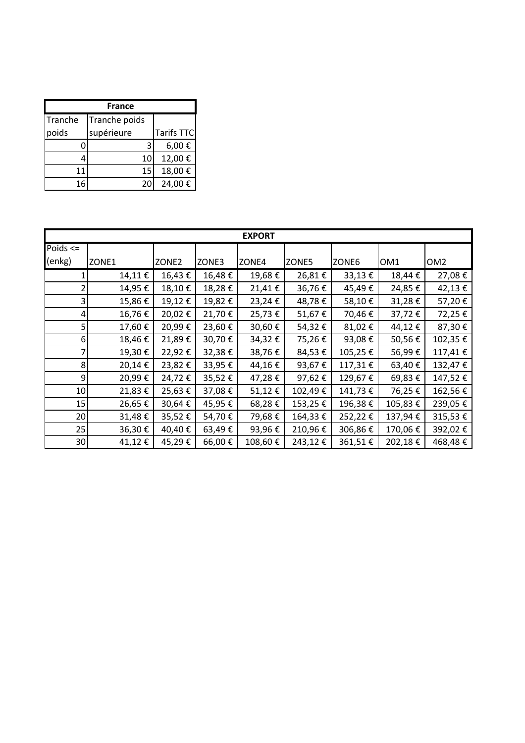| France | | |
|---|---|---|
| Tranche poids | Tranche poids supérieure | Tarifs TTC |
| 0 | 3 | 6,00 € |
| 4 | 10 | 12,00 € |
| 11 | 15 | 18,00 € |
| 16 | 20 | 24,00 € |

| EXPORT | | | | | | | | |
|---|---|---|---|---|---|---|---|---|
| Poids <= (enkg) | ZONE1 | ZONE2 | ZONE3 | ZONE4 | ZONE5 | ZONE6 | OM1 | OM2 |
| 1 | 14,11 € | 16,43 € | 16,48 € | 19,68 € | 26,81 € | 33,13 € | 18,44 € | 27,08 € |
| 2 | 14,95 € | 18,10 € | 18,28 € | 21,41 € | 36,76 € | 45,49 € | 24,85 € | 42,13 € |
| 3 | 15,86 € | 19,12 € | 19,82 € | 23,24 € | 48,78 € | 58,10 € | 31,28 € | 57,20 € |
| 4 | 16,76 € | 20,02 € | 21,70 € | 25,73 € | 51,67 € | 70,46 € | 37,72 € | 72,25 € |
| 5 | 17,60 € | 20,99 € | 23,60 € | 30,60 € | 54,32 € | 81,02 € | 44,12 € | 87,30 € |
| 6 | 18,46 € | 21,89 € | 30,70 € | 34,32 € | 75,26 € | 93,08 € | 50,56 € | 102,35 € |
| 7 | 19,30 € | 22,92 € | 32,38 € | 38,76 € | 84,53 € | 105,25 € | 56,99 € | 117,41 € |
| 8 | 20,14 € | 23,82 € | 33,95 € | 44,16 € | 93,67 € | 117,31 € | 63,40 € | 132,47 € |
| 9 | 20,99 € | 24,72 € | 35,52 € | 47,28 € | 97,62 € | 129,67 € | 69,83 € | 147,52 € |
| 10 | 21,83 € | 25,63 € | 37,08 € | 51,12 € | 102,49 € | 141,73 € | 76,25 € | 162,56 € |
| 15 | 26,65 € | 30,64 € | 45,95 € | 68,28 € | 153,25 € | 196,38 € | 105,83 € | 239,05 € |
| 20 | 31,48 € | 35,52 € | 54,70 € | 79,68 € | 164,33 € | 252,22 € | 137,94 € | 315,53 € |
| 25 | 36,30 € | 40,40 € | 63,49 € | 93,96 € | 210,96 € | 306,86 € | 170,06 € | 392,02 € |
| 30 | 41,12 € | 45,29 € | 66,00 € | 108,60 € | 243,12 € | 361,51 € | 202,18 € | 468,48 € |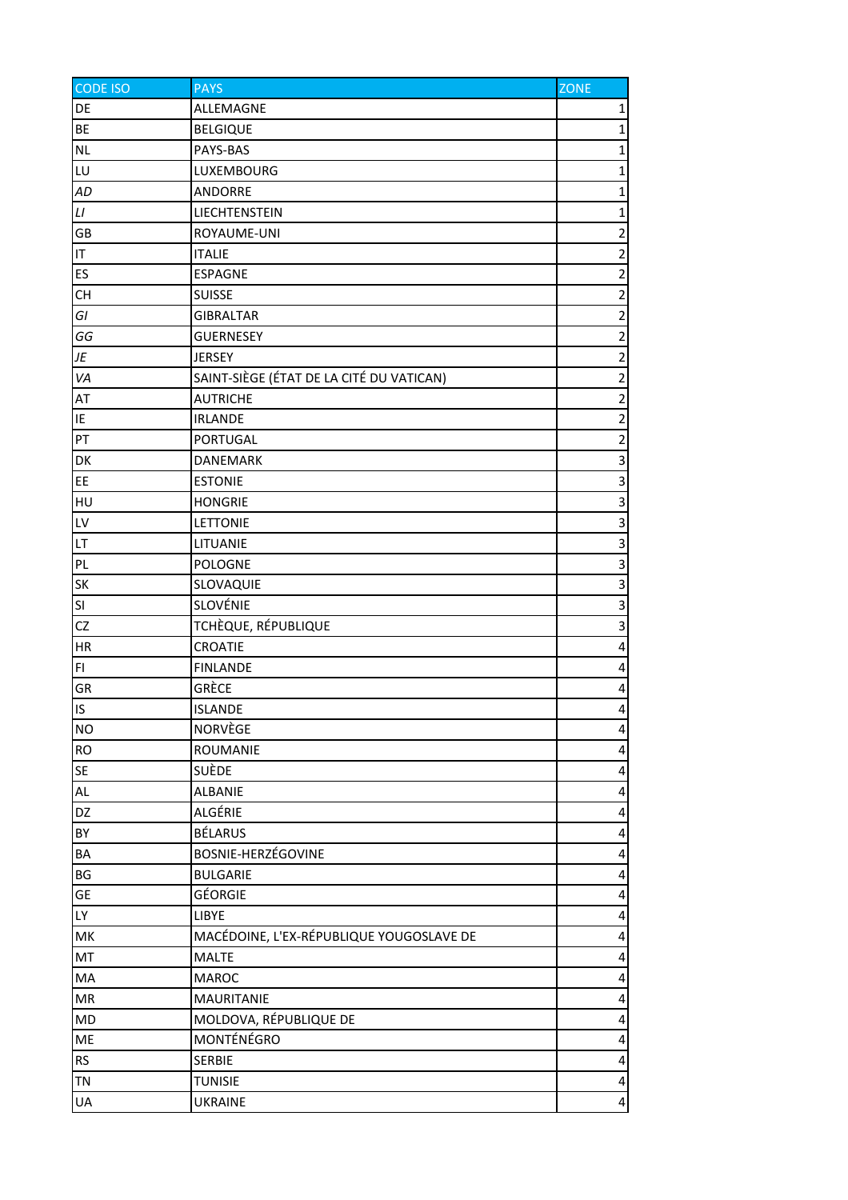| CODE ISO | PAYS | ZONE |
|---|---|---|
| DE | ALLEMAGNE | 1 |
| BE | BELGIQUE | 1 |
| NL | PAYS-BAS | 1 |
| LU | LUXEMBOURG | 1 |
| *AD* | ANDORRE | 1 |
| *LI* | LIECHTENSTEIN | 1 |
| GB | ROYAUME-UNI | 2 |
| IT | ITALIE | 2 |
| ES | ESPAGNE | 2 |
| CH | SUISSE | 2 |
| *GI* | GIBRALTAR | 2 |
| *GG* | GUERNESEY | 2 |
| *JE* | JERSEY | 2 |
| *VA* | SAINT-SIÈGE (ÉTAT DE LA CITÉ DU VATICAN) | 2 |
| AT | AUTRICHE | 2 |
| IE | IRLANDE | 2 |
| PT | PORTUGAL | 2 |
| DK | DANEMARK | 3 |
| EE | ESTONIE | 3 |
| HU | HONGRIE | 3 |
| LV | LETTONIE | 3 |
| LT | LITUANIE | 3 |
| PL | POLOGNE | 3 |
| SK | SLOVAQUIE | 3 |
| SI | SLOVÉNIE | 3 |
| CZ | TCHÈQUE, RÉPUBLIQUE | 3 |
| HR | CROATIE | 4 |
| FI | FINLANDE | 4 |
| GR | GRÈCE | 4 |
| IS | ISLANDE | 4 |
| NO | NORVÈGE | 4 |
| RO | ROUMANIE | 4 |
| SE | SUÈDE | 4 |
| AL | ALBANIE | 4 |
| DZ | ALGÉRIE | 4 |
| BY | BÉLARUS | 4 |
| BA | BOSNIE-HERZÉGOVINE | 4 |
| BG | BULGARIE | 4 |
| GE | GÉORGIE | 4 |
| LY | LIBYE | 4 |
| MK | MACÉDOINE, L'EX-RÉPUBLIQUE YOUGOSLAVE DE | 4 |
| MT | MALTE | 4 |
| MA | MAROC | 4 |
| MR | MAURITANIE | 4 |
| MD | MOLDOVA, RÉPUBLIQUE DE | 4 |
| ME | MONTÉNÉGRO | 4 |
| RS | SERBIE | 4 |
| TN | TUNISIE | 4 |
| UA | UKRAINE | 4 |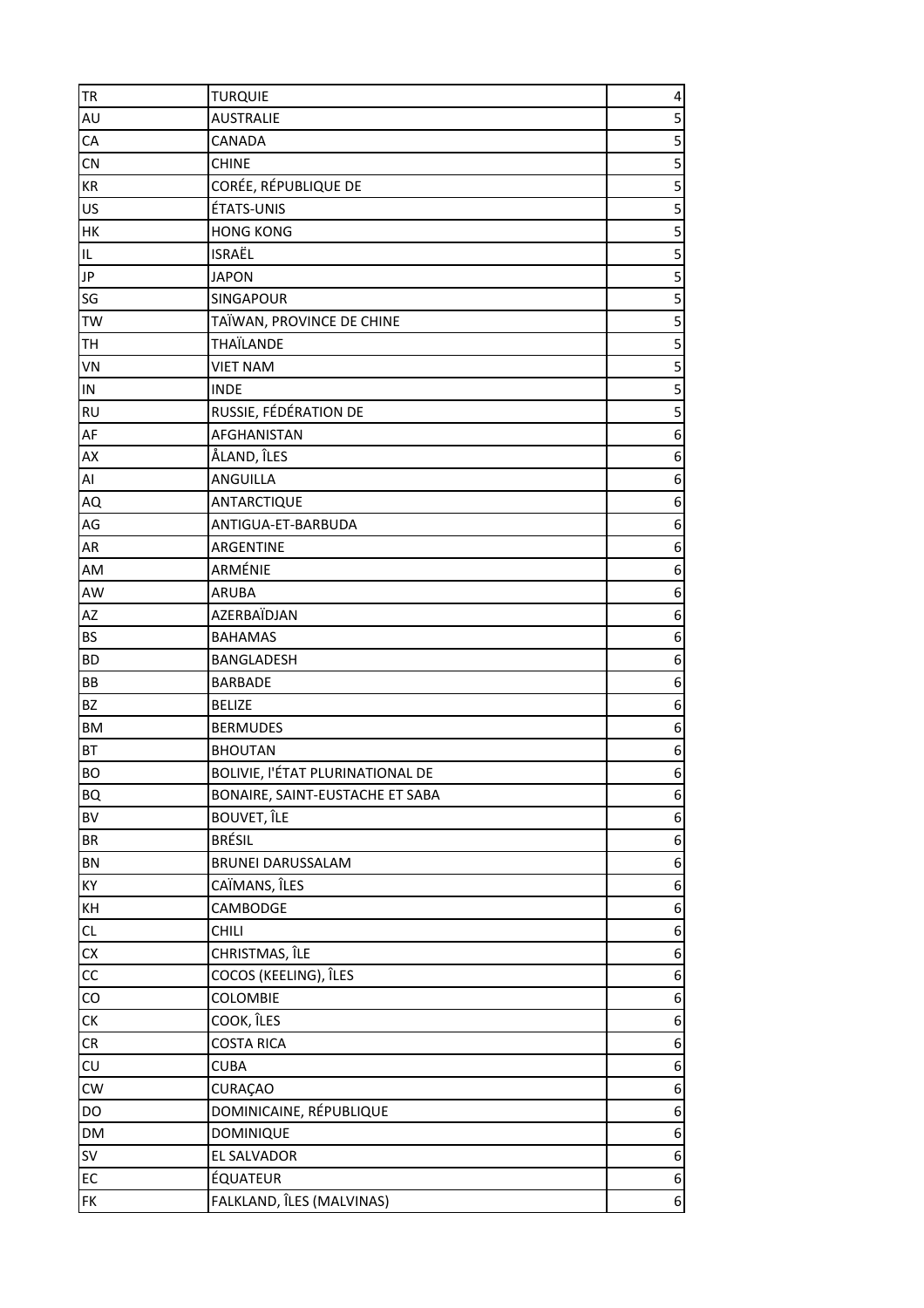| TR | TURQUIE | 4 |
|---|---|---|
| AU | AUSTRALIE | 5 |
| CA | CANADA | 5 |
| CN | CHINE | 5 |
| KR | CORÉE, RÉPUBLIQUE DE | 5 |
| US | ÉTATS-UNIS | 5 |
| HK | HONG KONG | 5 |
| IL | ISRAËL | 5 |
| JP | JAPON | 5 |
| SG | SINGAPOUR | 5 |
| TW | TAÏWAN, PROVINCE DE CHINE | 5 |
| TH | THAÏLANDE | 5 |
| VN | VIET NAM | 5 |
| IN | INDE | 5 |
| RU | RUSSIE, FÉDÉRATION DE | 5 |
| AF | AFGHANISTAN | 6 |
| AX | ÅLAND, ÎLES | 6 |
| AI | ANGUILLA | 6 |
| AQ | ANTARCTIQUE | 6 |
| AG | ANTIGUA-ET-BARBUDA | 6 |
| AR | ARGENTINE | 6 |
| AM | ARMÉNIE | 6 |
| AW | ARUBA | 6 |
| AZ | AZERBAÏDJAN | 6 |
| BS | BAHAMAS | 6 |
| BD | BANGLADESH | 6 |
| BB | BARBADE | 6 |
| BZ | BELIZE | 6 |
| BM | BERMUDES | 6 |
| BT | BHOUTAN | 6 |
| BO | BOLIVIE, l'ÉTAT PLURINATIONAL DE | 6 |
| BQ | BONAIRE, SAINT-EUSTACHE ET SABA | 6 |
| BV | BOUVET, ÎLE | 6 |
| BR | BRÉSIL | 6 |
| BN | BRUNEI DARUSSALAM | 6 |
| KY | CAÏMANS, ÎLES | 6 |
| KH | CAMBODGE | 6 |
| CL | CHILI | 6 |
| CX | CHRISTMAS, ÎLE | 6 |
| CC | COCOS (KEELING), ÎLES | 6 |
| CO | COLOMBIE | 6 |
| CK | COOK, ÎLES | 6 |
| CR | COSTA RICA | 6 |
| CU | CUBA | 6 |
| CW | CURAÇAO | 6 |
| DO | DOMINICAINE, RÉPUBLIQUE | 6 |
| DM | DOMINIQUE | 6 |
| SV | EL SALVADOR | 6 |
| EC | ÉQUATEUR | 6 |
| FK | FALKLAND, ÎLES (MALVINAS) | 6 |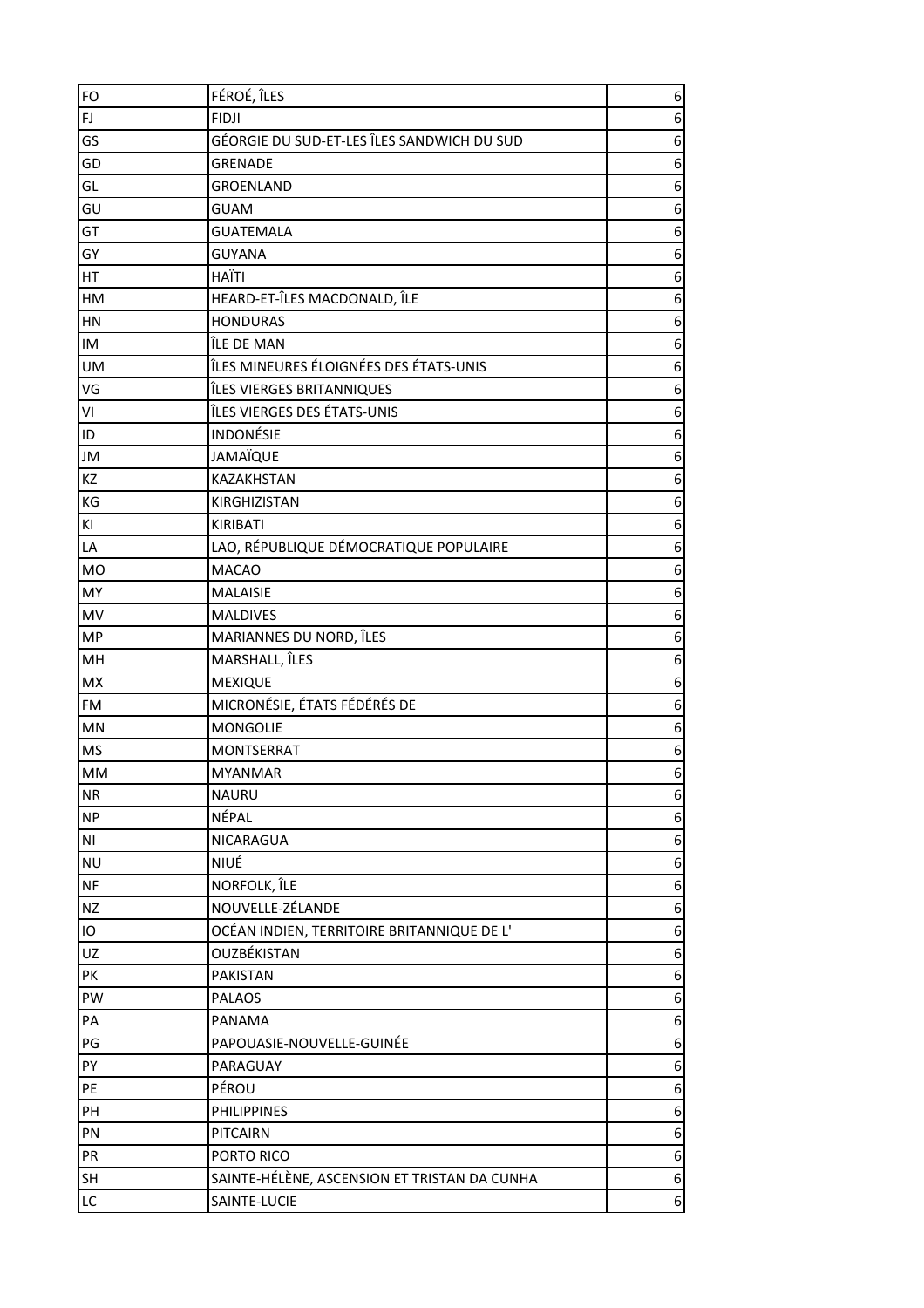| | | |
|---|---|---|
| FO | FÉROÉ, ÎLES | 6 |
| FJ | FIDJI | 6 |
| GS | GÉORGIE DU SUD-ET-LES ÎLES SANDWICH DU SUD | 6 |
| GD | GRENADE | 6 |
| GL | GROENLAND | 6 |
| GU | GUAM | 6 |
| GT | GUATEMALA | 6 |
| GY | GUYANA | 6 |
| HT | HAÏTI | 6 |
| HM | HEARD-ET-ÎLES MACDONALD, ÎLE | 6 |
| HN | HONDURAS | 6 |
| IM | ÎLE DE MAN | 6 |
| UM | ÎLES MINEURES ÉLOIGNÉES DES ÉTATS-UNIS | 6 |
| VG | ÎLES VIERGES BRITANNIQUES | 6 |
| VI | ÎLES VIERGES DES ÉTATS-UNIS | 6 |
| ID | INDONÉSIE | 6 |
| JM | JAMAÏQUE | 6 |
| KZ | KAZAKHSTAN | 6 |
| KG | KIRGHIZISTAN | 6 |
| KI | KIRIBATI | 6 |
| LA | LAO, RÉPUBLIQUE DÉMOCRATIQUE POPULAIRE | 6 |
| MO | MACAO | 6 |
| MY | MALAISIE | 6 |
| MV | MALDIVES | 6 |
| MP | MARIANNES DU NORD, ÎLES | 6 |
| MH | MARSHALL, ÎLES | 6 |
| MX | MEXIQUE | 6 |
| FM | MICRONÉSIE, ÉTATS FÉDÉRÉS DE | 6 |
| MN | MONGOLIE | 6 |
| MS | MONTSERRAT | 6 |
| MM | MYANMAR | 6 |
| NR | NAURU | 6 |
| NP | NÉPAL | 6 |
| NI | NICARAGUA | 6 |
| NU | NIUÉ | 6 |
| NF | NORFOLK, ÎLE | 6 |
| NZ | NOUVELLE-ZÉLANDE | 6 |
| IO | OCÉAN INDIEN, TERRITOIRE BRITANNIQUE DE L' | 6 |
| UZ | OUZBÉKISTAN | 6 |
| PK | PAKISTAN | 6 |
| PW | PALAOS | 6 |
| PA | PANAMA | 6 |
| PG | PAPOUASIE-NOUVELLE-GUINÉE | 6 |
| PY | PARAGUAY | 6 |
| PE | PÉROU | 6 |
| PH | PHILIPPINES | 6 |
| PN | PITCAIRN | 6 |
| PR | PORTO RICO | 6 |
| SH | SAINTE-HÉLÈNE, ASCENSION ET TRISTAN DA CUNHA | 6 |
| LC | SAINTE-LUCIE | 6 |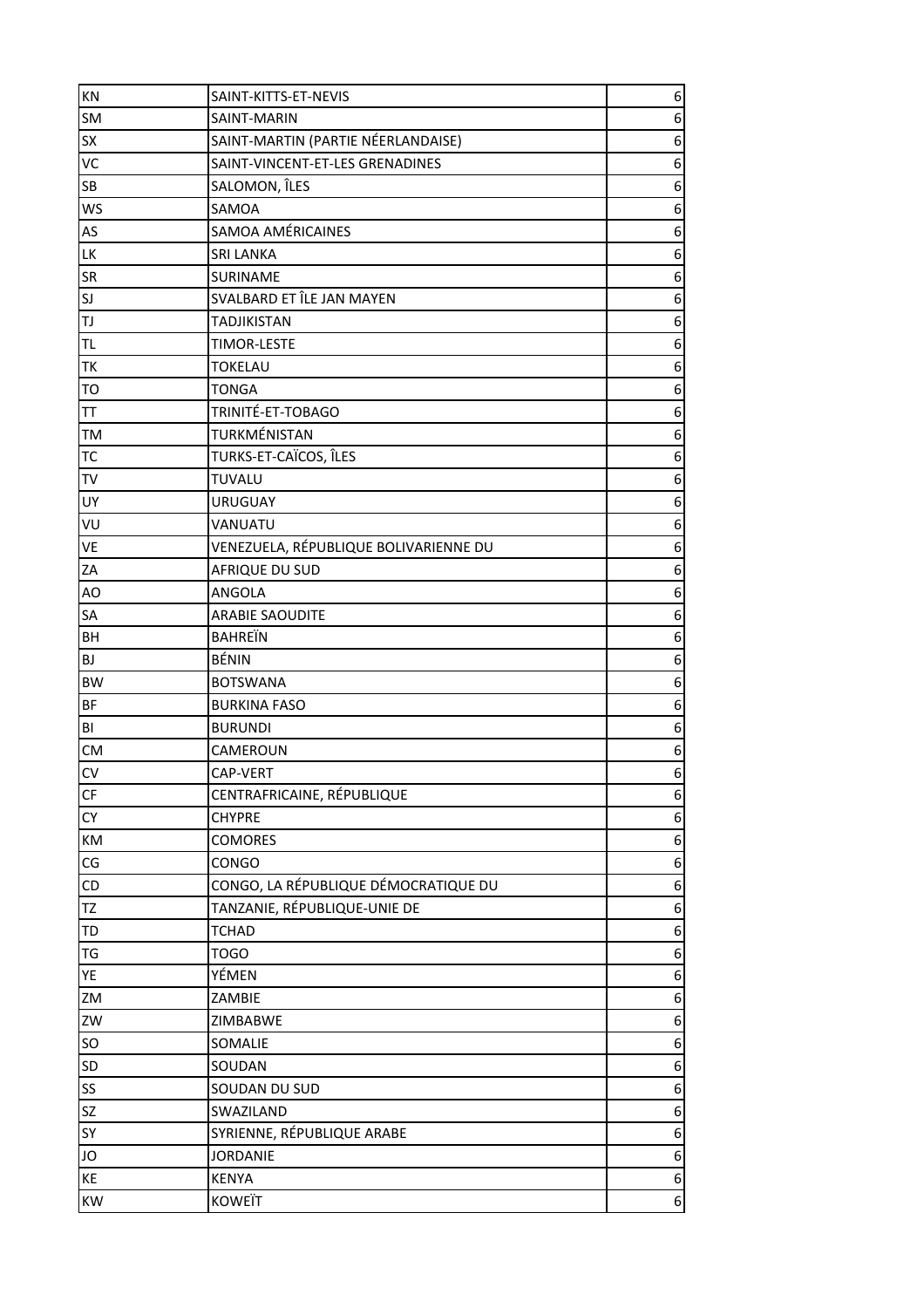| KN | SAINT-KITTS-ET-NEVIS | 6 |
|---|---|---|
| SM | SAINT-MARIN | 6 |
| SX | SAINT-MARTIN (PARTIE NÉERLANDAISE) | 6 |
| VC | SAINT-VINCENT-ET-LES GRENADINES | 6 |
| SB | SALOMON, ÎLES | 6 |
| WS | SAMOA | 6 |
| AS | SAMOA AMÉRICAINES | 6 |
| LK | SRI LANKA | 6 |
| SR | SURINAME | 6 |
| SJ | SVALBARD ET ÎLE JAN MAYEN | 6 |
| TJ | TADJIKISTAN | 6 |
| TL | TIMOR-LESTE | 6 |
| TK | TOKELAU | 6 |
| TO | TONGA | 6 |
| TT | TRINITÉ-ET-TOBAGO | 6 |
| TM | TURKMÉNISTAN | 6 |
| TC | TURKS-ET-CAÏCOS, ÎLES | 6 |
| TV | TUVALU | 6 |
| UY | URUGUAY | 6 |
| VU | VANUATU | 6 |
| VE | VENEZUELA, RÉPUBLIQUE BOLIVARIENNE DU | 6 |
| ZA | AFRIQUE DU SUD | 6 |
| AO | ANGOLA | 6 |
| SA | ARABIE SAOUDITE | 6 |
| BH | BAHREÏN | 6 |
| BJ | BÉNIN | 6 |
| BW | BOTSWANA | 6 |
| BF | BURKINA FASO | 6 |
| BI | BURUNDI | 6 |
| CM | CAMEROUN | 6 |
| CV | CAP-VERT | 6 |
| CF | CENTRAFRICAINE, RÉPUBLIQUE | 6 |
| CY | CHYPRE | 6 |
| KM | COMORES | 6 |
| CG | CONGO | 6 |
| CD | CONGO, LA RÉPUBLIQUE DÉMOCRATIQUE DU | 6 |
| TZ | TANZANIE, RÉPUBLIQUE-UNIE DE | 6 |
| TD | TCHAD | 6 |
| TG | TOGO | 6 |
| YE | YÉMEN | 6 |
| ZM | ZAMBIE | 6 |
| ZW | ZIMBABWE | 6 |
| SO | SOMALIE | 6 |
| SD | SOUDAN | 6 |
| SS | SOUDAN DU SUD | 6 |
| SZ | SWAZILAND | 6 |
| SY | SYRIENNE, RÉPUBLIQUE ARABE | 6 |
| JO | JORDANIE | 6 |
| KE | KENYA | 6 |
| KW | KOWEÏT | 6 |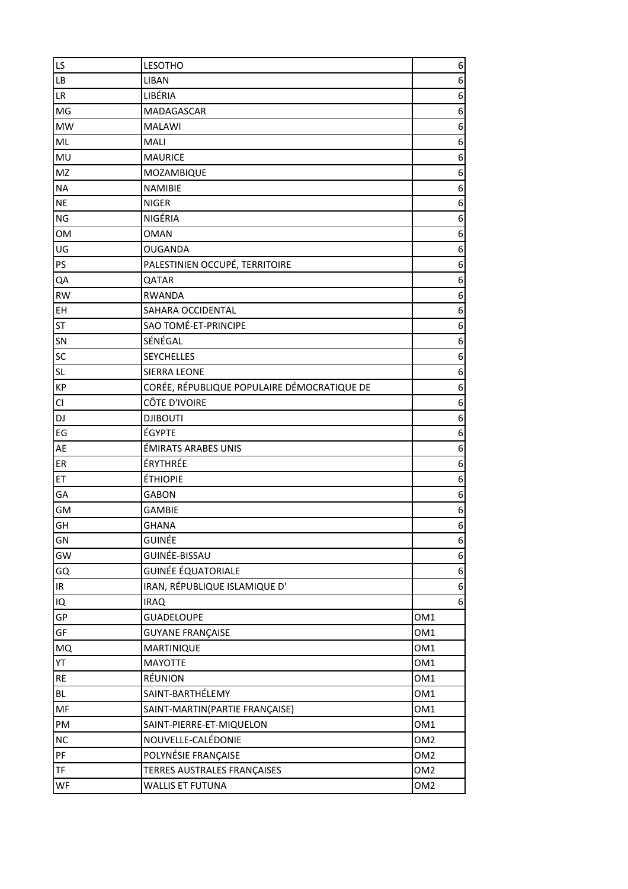| | | |
|---|---|---|
| LS | LESOTHO | 6 |
| LB | LIBAN | 6 |
| LR | LIBÉRIA | 6 |
| MG | MADAGASCAR | 6 |
| MW | MALAWI | 6 |
| ML | MALI | 6 |
| MU | MAURICE | 6 |
| MZ | MOZAMBIQUE | 6 |
| NA | NAMIBIE | 6 |
| NE | NIGER | 6 |
| NG | NIGÉRIA | 6 |
| OM | OMAN | 6 |
| UG | OUGANDA | 6 |
| PS | PALESTINIEN OCCUPÉ, TERRITOIRE | 6 |
| QA | QATAR | 6 |
| RW | RWANDA | 6 |
| EH | SAHARA OCCIDENTAL | 6 |
| ST | SAO TOMÉ-ET-PRINCIPE | 6 |
| SN | SÉNÉGAL | 6 |
| SC | SEYCHELLES | 6 |
| SL | SIERRA LEONE | 6 |
| KP | CORÉE, RÉPUBLIQUE POPULAIRE DÉMOCRATIQUE DE | 6 |
| CI | CÔTE D'IVOIRE | 6 |
| DJ | DJIBOUTI | 6 |
| EG | ÉGYPTE | 6 |
| AE | ÉMIRATS ARABES UNIS | 6 |
| ER | ÉRYTHRÉE | 6 |
| ET | ÉTHIOPIE | 6 |
| GA | GABON | 6 |
| GM | GAMBIE | 6 |
| GH | GHANA | 6 |
| GN | GUINÉE | 6 |
| GW | GUINÉE-BISSAU | 6 |
| GQ | GUINÉE ÉQUATORIALE | 6 |
| IR | IRAN, RÉPUBLIQUE ISLAMIQUE D' | 6 |
| IQ | IRAQ | 6 |
| GP | GUADELOUPE | OM1 |
| GF | GUYANE FRANÇAISE | OM1 |
| MQ | MARTINIQUE | OM1 |
| YT | MAYOTTE | OM1 |
| RE | RÉUNION | OM1 |
| BL | SAINT-BARTHÉLEMY | OM1 |
| MF | SAINT-MARTIN(PARTIE FRANÇAISE) | OM1 |
| PM | SAINT-PIERRE-ET-MIQUELON | OM1 |
| NC | NOUVELLE-CALÉDONIE | OM2 |
| PF | POLYNÉSIE FRANÇAISE | OM2 |
| TF | TERRES AUSTRALES FRANÇAISES | OM2 |
| WF | WALLIS ET FUTUNA | OM2 |